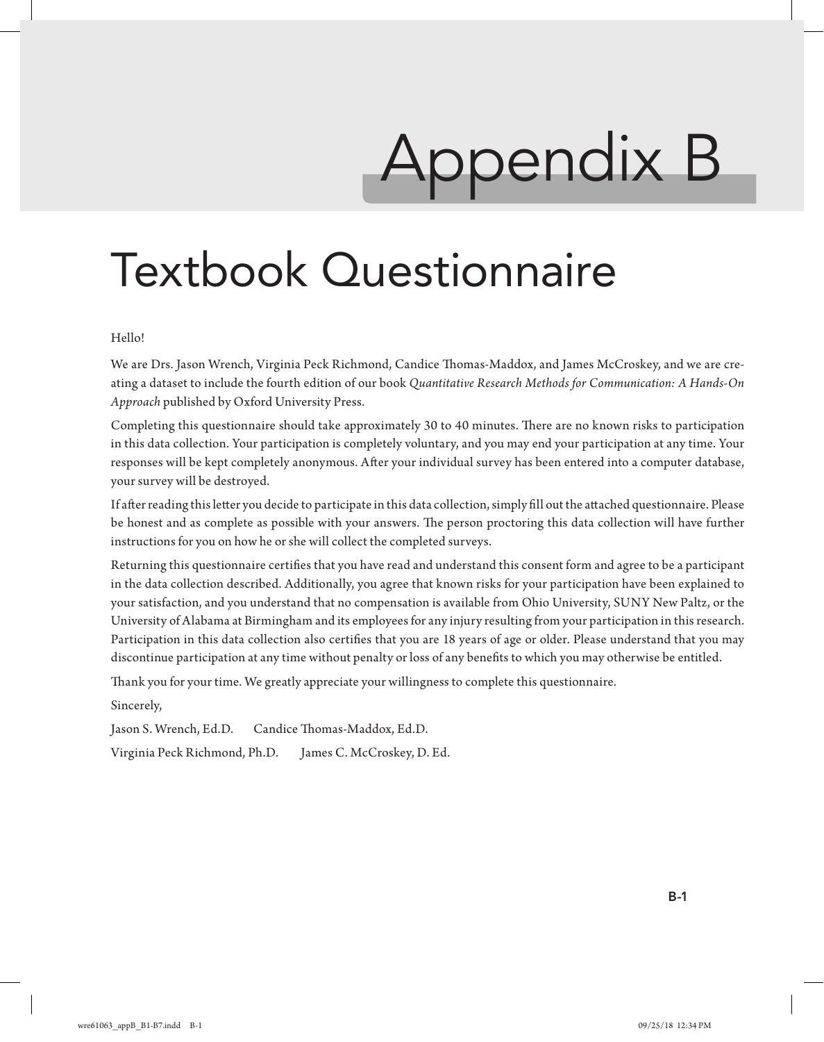# Appendix B

# Textbook Questionnaire

Hello!

We are Drs. Jason Wrench, Virginia Peck Richmond, Candice Thomas-Maddox, and James McCroskey, and we are creating a dataset to include the fourth edition of our book *Quantitative Research Methods for Communication: A Hands-On Approach* published by Oxford University Press.

Completing this questionnaire should take approximately 30 to 40 minutes. There are no known risks to participation in this data collection. Your participation is completely voluntary, and you may end your participation at any time. Your responses will be kept completely anonymous. After your individual survey has been entered into a computer database, your survey will be destroyed.

If after reading this letter you decide to participate in this data collection, simply fill out the attached questionnaire. Please be honest and as complete as possible with your answers. The person proctoring this data collection will have further instructions for you on how he or she will collect the completed surveys.

Returning this questionnaire certifies that you have read and understand this consent form and agree to be a participant in the data collection described. Additionally, you agree that known risks for your participation have been explained to your satisfaction, and you understand that no compensation is available from Ohio University, SUNY New Paltz, or the University of Alabama at Birmingham and its employees for any injury resulting from your participation in this research. Participation in this data collection also certifies that you are 18 years of age or older. Please understand that you may discontinue participation at any time without penalty or loss of any benefits to which you may otherwise be entitled.

Thank you for your time. We greatly appreciate your willingness to complete this questionnaire.

Sincerely,

Jason S. Wrench, Ed.D.  Candice Thomas-Maddox, Ed.D.

Virginia Peck Richmond, Ph.D.  James C. McCroskey, D. Ed.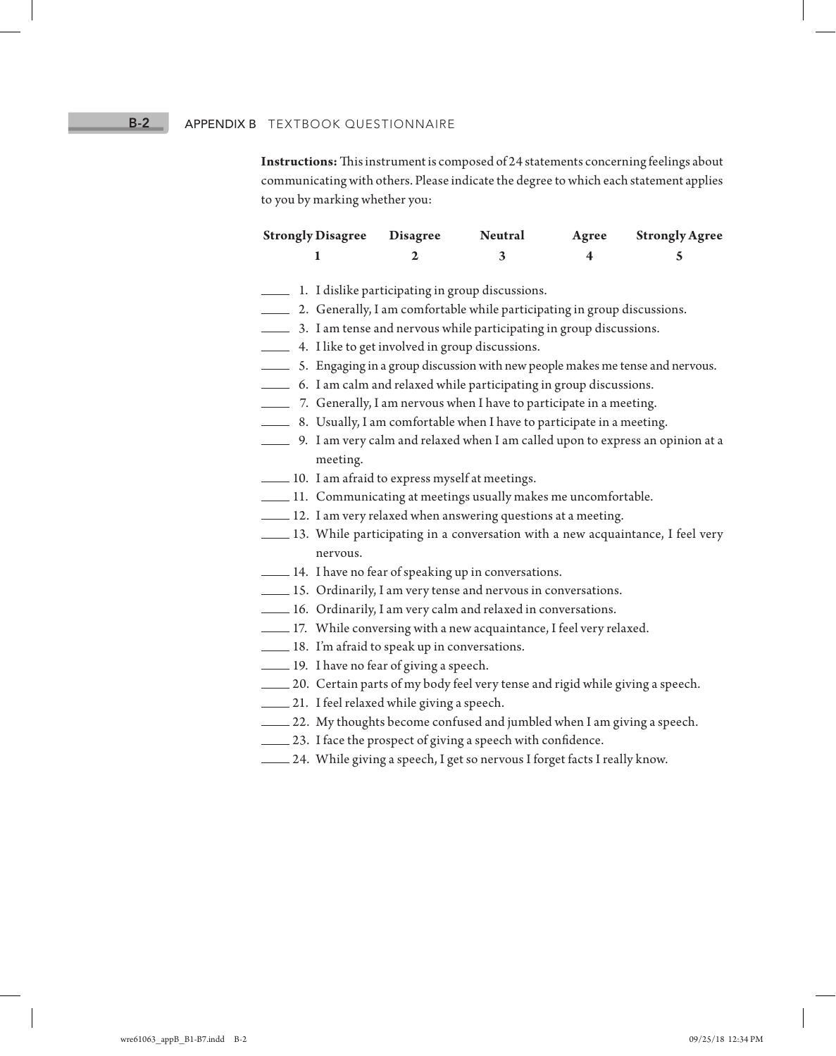**Instructions:** This instrument is composed of 24 statements concerning feelings about communicating with others. Please indicate the degree to which each statement applies to you by marking whether you:

| Strongly Disagree | Disagree | Neutral | Agree | Strongly Agree |
|---|---|---|---|---|
| 1 | 2 | 3 | 4 | 5 |

_____ 1. I dislike participating in group discussions.

_____ 2. Generally, I am comfortable while participating in group discussions.

_____ 3. I am tense and nervous while participating in group discussions.

_____ 4. I like to get involved in group discussions.

_____ 5. Engaging in a group discussion with new people makes me tense and nervous.

_____ 6. I am calm and relaxed while participating in group discussions.

_____ 7. Generally, I am nervous when I have to participate in a meeting.

_____ 8. Usually, I am comfortable when I have to participate in a meeting.

_____ 9. I am very calm and relaxed when I am called upon to express an opinion at a meeting.

_____ 10. I am afraid to express myself at meetings.

_____ 11. Communicating at meetings usually makes me uncomfortable.

_____ 12. I am very relaxed when answering questions at a meeting.

_____ 13. While participating in a conversation with a new acquaintance, I feel very nervous.

_____ 14. I have no fear of speaking up in conversations.

_____ 15. Ordinarily, I am very tense and nervous in conversations.

_____ 16. Ordinarily, I am very calm and relaxed in conversations.

_____ 17. While conversing with a new acquaintance, I feel very relaxed.

_____ 18. I'm afraid to speak up in conversations.

_____ 19. I have no fear of giving a speech.

_____ 20. Certain parts of my body feel very tense and rigid while giving a speech.

_____ 21. I feel relaxed while giving a speech.

_____ 22. My thoughts become confused and jumbled when I am giving a speech.

_____ 23. I face the prospect of giving a speech with confidence.

_____ 24. While giving a speech, I get so nervous I forget facts I really know.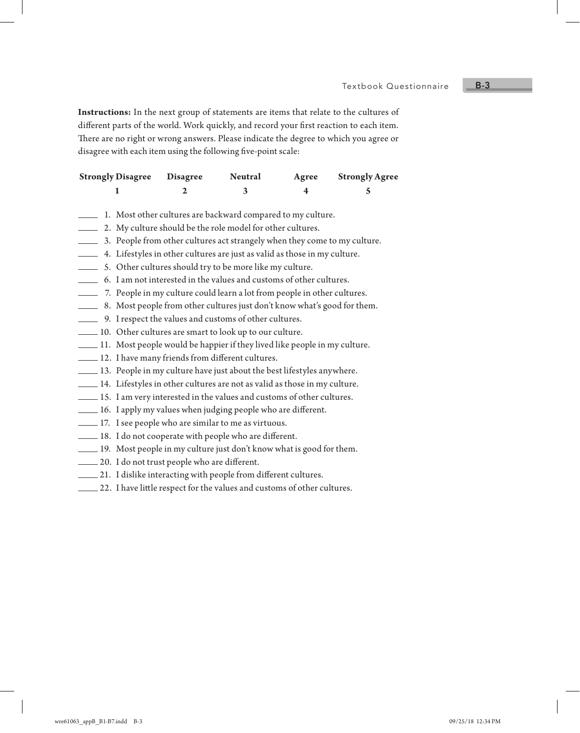**Instructions:** In the next group of statements are items that relate to the cultures of different parts of the world. Work quickly, and record your first reaction to each item. There are no right or wrong answers. Please indicate the degree to which you agree or disagree with each item using the following five-point scale:

| Strongly Disagree | Disagree | Neutral | Agree | Strongly Agree |
|---|---|---|---|---|
| 1 | 2 | 3 | 4 | 5 |

_____ 1. Most other cultures are backward compared to my culture.
_____ 2. My culture should be the role model for other cultures.
_____ 3. People from other cultures act strangely when they come to my culture.
_____ 4. Lifestyles in other cultures are just as valid as those in my culture.
_____ 5. Other cultures should try to be more like my culture.
_____ 6. I am not interested in the values and customs of other cultures.
_____ 7. People in my culture could learn a lot from people in other cultures.
_____ 8. Most people from other cultures just don't know what's good for them.
_____ 9. I respect the values and customs of other cultures.
_____ 10. Other cultures are smart to look up to our culture.
_____ 11. Most people would be happier if they lived like people in my culture.
_____ 12. I have many friends from different cultures.
_____ 13. People in my culture have just about the best lifestyles anywhere.
_____ 14. Lifestyles in other cultures are not as valid as those in my culture.
_____ 15. I am very interested in the values and customs of other cultures.
_____ 16. I apply my values when judging people who are different.
_____ 17. I see people who are similar to me as virtuous.
_____ 18. I do not cooperate with people who are different.
_____ 19. Most people in my culture just don't know what is good for them.
_____ 20. I do not trust people who are different.
_____ 21. I dislike interacting with people from different cultures.
_____ 22. I have little respect for the values and customs of other cultures.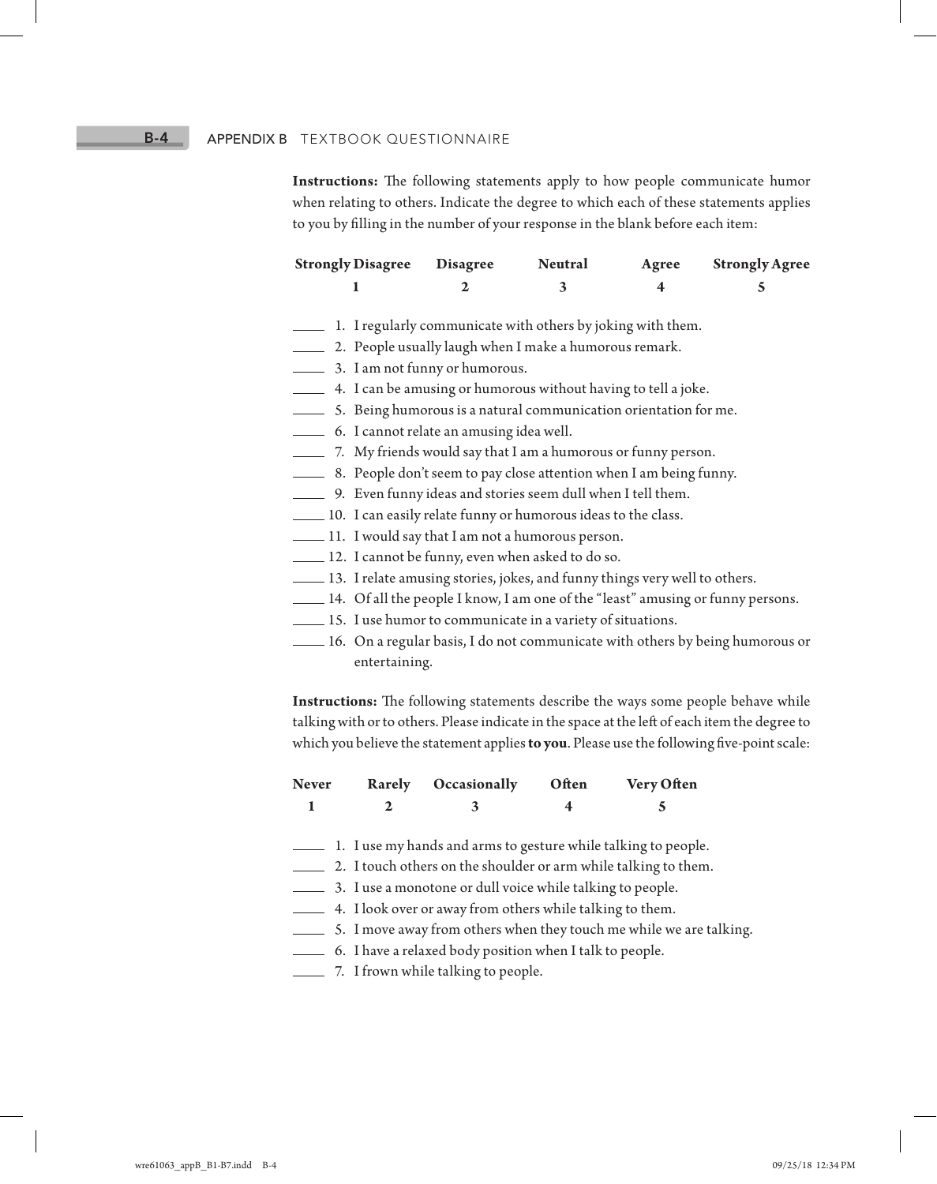**Instructions:** The following statements apply to how people communicate humor when relating to others. Indicate the degree to which each of these statements applies to you by filling in the number of your response in the blank before each item:

| Strongly Disagree | Disagree | Neutral | Agree | Strongly Agree |
|---|---|---|---|---|
| 1 | 2 | 3 | 4 | 5 |

_____ 1. I regularly communicate with others by joking with them.
_____ 2. People usually laugh when I make a humorous remark.
_____ 3. I am not funny or humorous.
_____ 4. I can be amusing or humorous without having to tell a joke.
_____ 5. Being humorous is a natural communication orientation for me.
_____ 6. I cannot relate an amusing idea well.
_____ 7. My friends would say that I am a humorous or funny person.
_____ 8. People don't seem to pay close attention when I am being funny.
_____ 9. Even funny ideas and stories seem dull when I tell them.
_____ 10. I can easily relate funny or humorous ideas to the class.
_____ 11. I would say that I am not a humorous person.
_____ 12. I cannot be funny, even when asked to do so.
_____ 13. I relate amusing stories, jokes, and funny things very well to others.
_____ 14. Of all the people I know, I am one of the "least" amusing or funny persons.
_____ 15. I use humor to communicate in a variety of situations.
_____ 16. On a regular basis, I do not communicate with others by being humorous or entertaining.

**Instructions:** The following statements describe the ways some people behave while talking with or to others. Please indicate in the space at the left of each item the degree to which you believe the statement applies **to you**. Please use the following five-point scale:

| Never | Rarely | Occasionally | Often | Very Often |
|---|---|---|---|---|
| 1 | 2 | 3 | 4 | 5 |

_____ 1. I use my hands and arms to gesture while talking to people.
_____ 2. I touch others on the shoulder or arm while talking to them.
_____ 3. I use a monotone or dull voice while talking to people.
_____ 4. I look over or away from others while talking to them.
_____ 5. I move away from others when they touch me while we are talking.
_____ 6. I have a relaxed body position when I talk to people.
_____ 7. I frown while talking to people.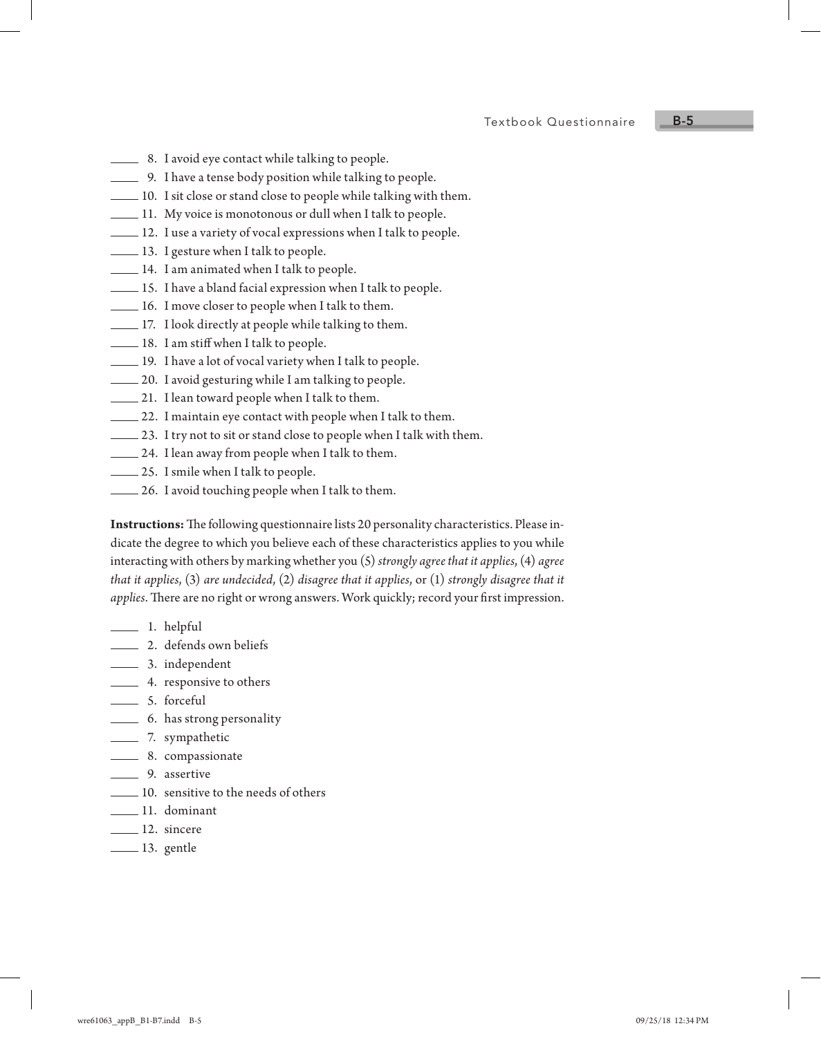\_\_\_\_\_ 8. I avoid eye contact while talking to people.
\_\_\_\_\_ 9. I have a tense body position while talking to people.
\_\_\_\_\_ 10. I sit close or stand close to people while talking with them.
\_\_\_\_\_ 11. My voice is monotonous or dull when I talk to people.
\_\_\_\_\_ 12. I use a variety of vocal expressions when I talk to people.
\_\_\_\_\_ 13. I gesture when I talk to people.
\_\_\_\_\_ 14. I am animated when I talk to people.
\_\_\_\_\_ 15. I have a bland facial expression when I talk to people.
\_\_\_\_\_ 16. I move closer to people when I talk to them.
\_\_\_\_\_ 17. I look directly at people while talking to them.
\_\_\_\_\_ 18. I am stiff when I talk to people.
\_\_\_\_\_ 19. I have a lot of vocal variety when I talk to people.
\_\_\_\_\_ 20. I avoid gesturing while I am talking to people.
\_\_\_\_\_ 21. I lean toward people when I talk to them.
\_\_\_\_\_ 22. I maintain eye contact with people when I talk to them.
\_\_\_\_\_ 23. I try not to sit or stand close to people when I talk with them.
\_\_\_\_\_ 24. I lean away from people when I talk to them.
\_\_\_\_\_ 25. I smile when I talk to people.
\_\_\_\_\_ 26. I avoid touching people when I talk to them.

**Instructions:** The following questionnaire lists 20 personality characteristics. Please indicate the degree to which you believe each of these characteristics applies to you while interacting with others by marking whether you (5) *strongly agree that it applies,* (4) *agree that it applies,* (3) *are undecided,* (2) *disagree that it applies,* or (1) *strongly disagree that it applies*. There are no right or wrong answers. Work quickly; record your first impression.

\_\_\_\_\_ 1. helpful
\_\_\_\_\_ 2. defends own beliefs
\_\_\_\_\_ 3. independent
\_\_\_\_\_ 4. responsive to others
\_\_\_\_\_ 5. forceful
\_\_\_\_\_ 6. has strong personality
\_\_\_\_\_ 7. sympathetic
\_\_\_\_\_ 8. compassionate
\_\_\_\_\_ 9. assertive
\_\_\_\_\_ 10. sensitive to the needs of others
\_\_\_\_\_ 11. dominant
\_\_\_\_\_ 12. sincere
\_\_\_\_\_ 13. gentle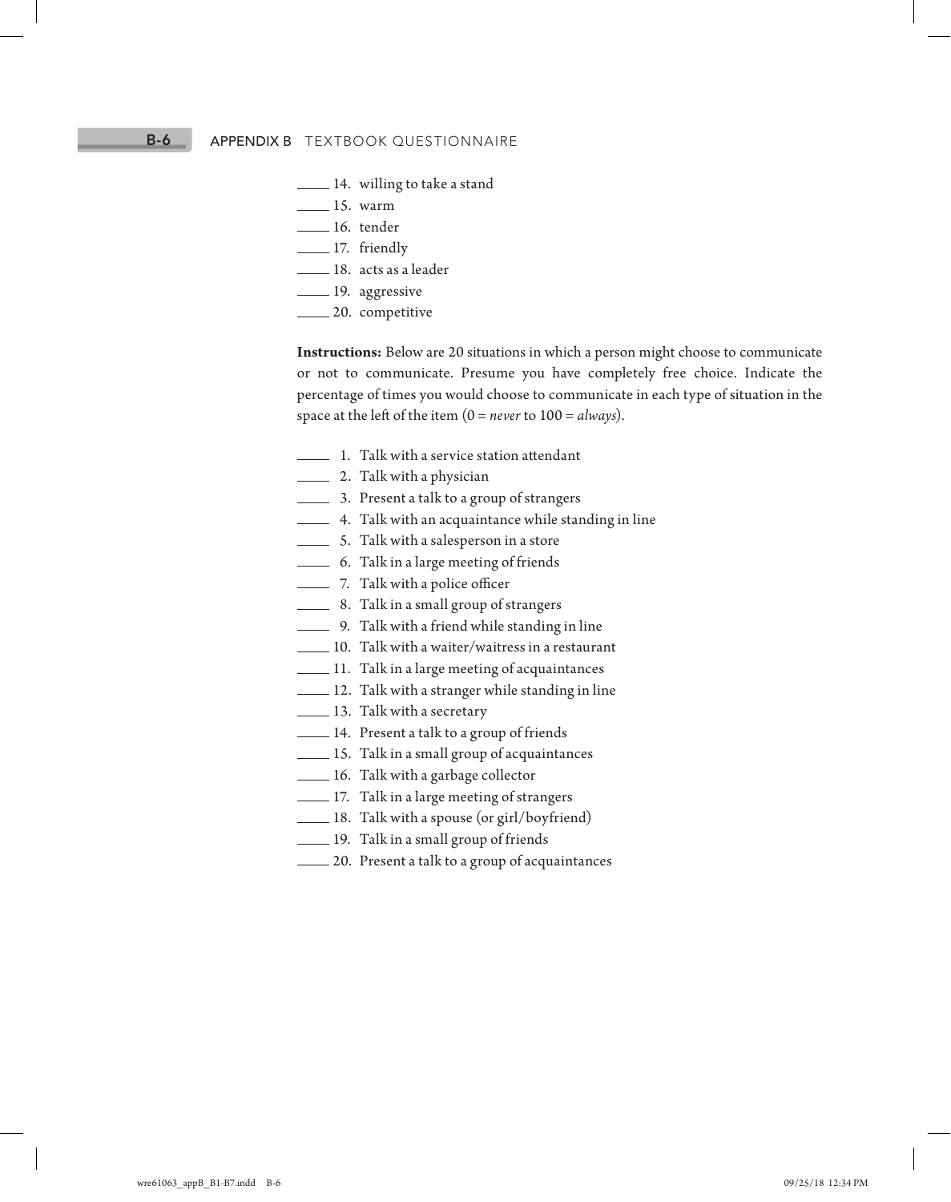____ 14. willing to take a stand
____ 15. warm
____ 16. tender
____ 17. friendly
____ 18. acts as a leader
____ 19. aggressive
____ 20. competitive

**Instructions:** Below are 20 situations in which a person might choose to communicate or not to communicate. Presume you have completely free choice. Indicate the percentage of times you would choose to communicate in each type of situation in the space at the left of the item (0 = *never* to 100 = *always*).

____ 1. Talk with a service station attendant
____ 2. Talk with a physician
____ 3. Present a talk to a group of strangers
____ 4. Talk with an acquaintance while standing in line
____ 5. Talk with a salesperson in a store
____ 6. Talk in a large meeting of friends
____ 7. Talk with a police officer
____ 8. Talk in a small group of strangers
____ 9. Talk with a friend while standing in line
____ 10. Talk with a waiter/waitress in a restaurant
____ 11. Talk in a large meeting of acquaintances
____ 12. Talk with a stranger while standing in line
____ 13. Talk with a secretary
____ 14. Present a talk to a group of friends
____ 15. Talk in a small group of acquaintances
____ 16. Talk with a garbage collector
____ 17. Talk in a large meeting of strangers
____ 18. Talk with a spouse (or girl/boyfriend)
____ 19. Talk in a small group of friends
____ 20. Present a talk to a group of acquaintances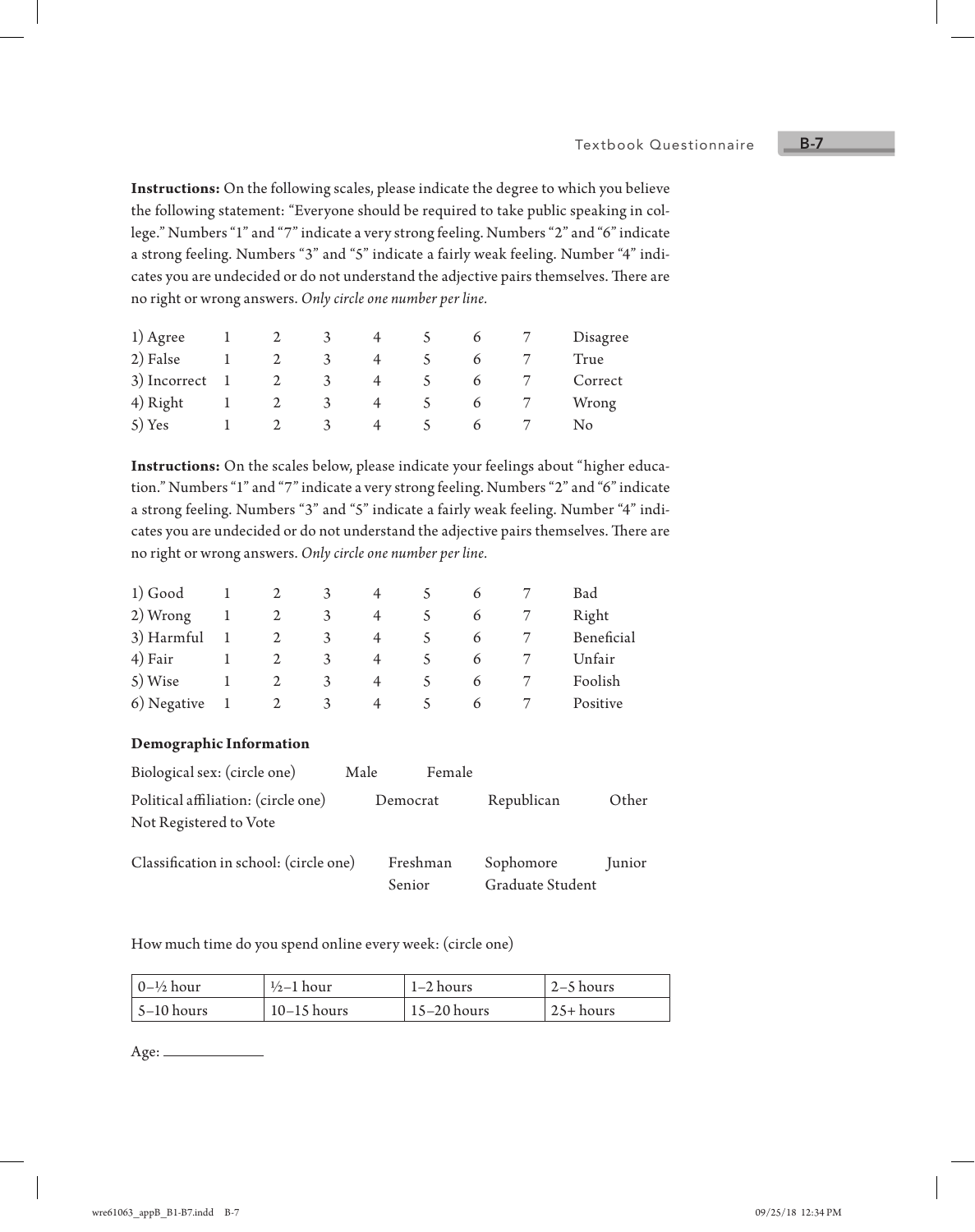**Instructions:** On the following scales, please indicate the degree to which you believe the following statement: "Everyone should be required to take public speaking in college." Numbers "1" and "7" indicate a very strong feeling. Numbers "2" and "6" indicate a strong feeling. Numbers "3" and "5" indicate a fairly weak feeling. Number "4" indicates you are undecided or do not understand the adjective pairs themselves. There are no right or wrong answers. *Only circle one number per line.*

| | | | | | | | | |
|---|---|---|---|---|---|---|---|---|
| 1) Agree | 1 | 2 | 3 | 4 | 5 | 6 | 7 | Disagree |
| 2) False | 1 | 2 | 3 | 4 | 5 | 6 | 7 | True |
| 3) Incorrect | 1 | 2 | 3 | 4 | 5 | 6 | 7 | Correct |
| 4) Right | 1 | 2 | 3 | 4 | 5 | 6 | 7 | Wrong |
| 5) Yes | 1 | 2 | 3 | 4 | 5 | 6 | 7 | No |

**Instructions:** On the scales below, please indicate your feelings about "higher education." Numbers "1" and "7" indicate a very strong feeling. Numbers "2" and "6" indicate a strong feeling. Numbers "3" and "5" indicate a fairly weak feeling. Number "4" indicates you are undecided or do not understand the adjective pairs themselves. There are no right or wrong answers. *Only circle one number per line.*

| | | | | | | | | |
|---|---|---|---|---|---|---|---|---|
| 1) Good | 1 | 2 | 3 | 4 | 5 | 6 | 7 | Bad |
| 2) Wrong | 1 | 2 | 3 | 4 | 5 | 6 | 7 | Right |
| 3) Harmful | 1 | 2 | 3 | 4 | 5 | 6 | 7 | Beneficial |
| 4) Fair | 1 | 2 | 3 | 4 | 5 | 6 | 7 | Unfair |
| 5) Wise | 1 | 2 | 3 | 4 | 5 | 6 | 7 | Foolish |
| 6) Negative | 1 | 2 | 3 | 4 | 5 | 6 | 7 | Positive |

**Demographic Information**

Biological sex: (circle one) Male Female

Political affiliation: (circle one) Democrat Republican Other Not Registered to Vote

Classification in school: (circle one) Freshman Sophomore Junior Senior Graduate Student

How much time do you spend online every week: (circle one)

| | | | |
|---|---|---|---|
| 0–½ hour | ½–1 hour | 1–2 hours | 2–5 hours |
| 5–10 hours | 10–15 hours | 15–20 hours | 25+ hours |

Age: ____________